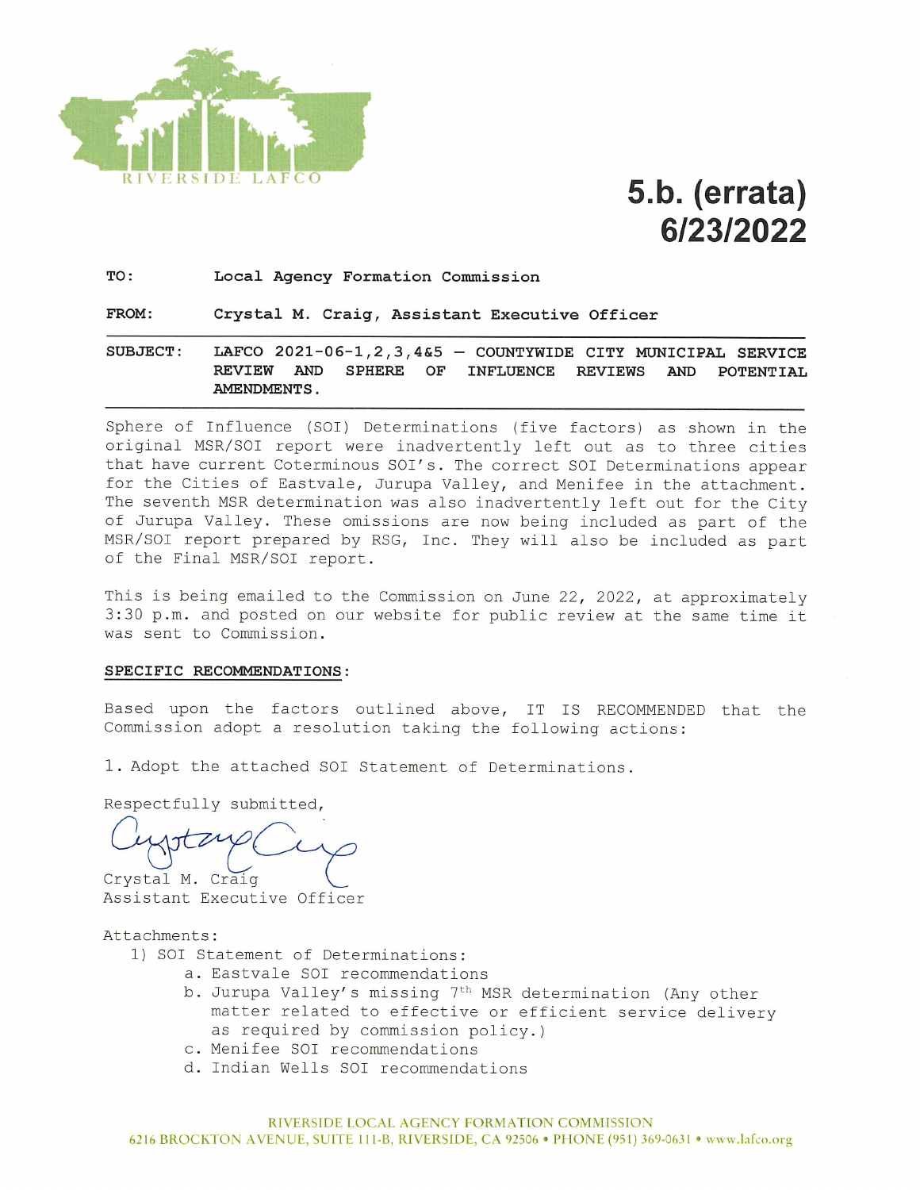RIVERSIDE LAFCO

# 5.b. (errata) 6/23/2022

**TO:** Local Agency Formation Commission

**FROM:** Crystal M. Craig, Assistant Executive Officer

**SUBJECT:** LAFCO 2021-06-1,2,3,4&5 – COUNTYWIDE CITY MUNICIPAL SERVICE REVIEW AND SPHERE OF INFLUENCE REVIEWS AND POTENTIAL AMENDMENTS.

---

Sphere of Influence (SOI) Determinations (five factors) as shown in the original MSR/SOI report were inadvertently left out as to three cities that have current Coterminous SOI's. The correct SOI Determinations appear for the Cities of Eastvale, Jurupa Valley, and Menifee in the attachment. The seventh MSR determination was also inadvertently left out for the City of Jurupa Valley. These omissions are now being included as part of the MSR/SOI report prepared by RSG, Inc. They will also be included as part of the Final MSR/SOI report.

This is being emailed to the Commission on June 22, 2022, at approximately 3:30 p.m. and posted on our website for public review at the same time it was sent to Commission.

**SPECIFIC RECOMMENDATIONS:**

Based upon the factors outlined above, IT IS RECOMMENDED that the Commission adopt a resolution taking the following actions:

1. Adopt the attached SOI Statement of Determinations.

Respectfully submitted,

Crystal M. Craig
Assistant Executive Officer

Attachments:

1) SOI Statement of Determinations:
   a. Eastvale SOI recommendations
   b. Jurupa Valley's missing 7th MSR determination (Any other matter related to effective or efficient service delivery as required by commission policy.)
   c. Menifee SOI recommendations
   d. Indian Wells SOI recommendations

RIVERSIDE LOCAL AGENCY FORMATION COMMISSION
6216 BROCKTON AVENUE, SUITE 111-B, RIVERSIDE, CA 92506 • PHONE (951) 369-0631 • www.lafco.org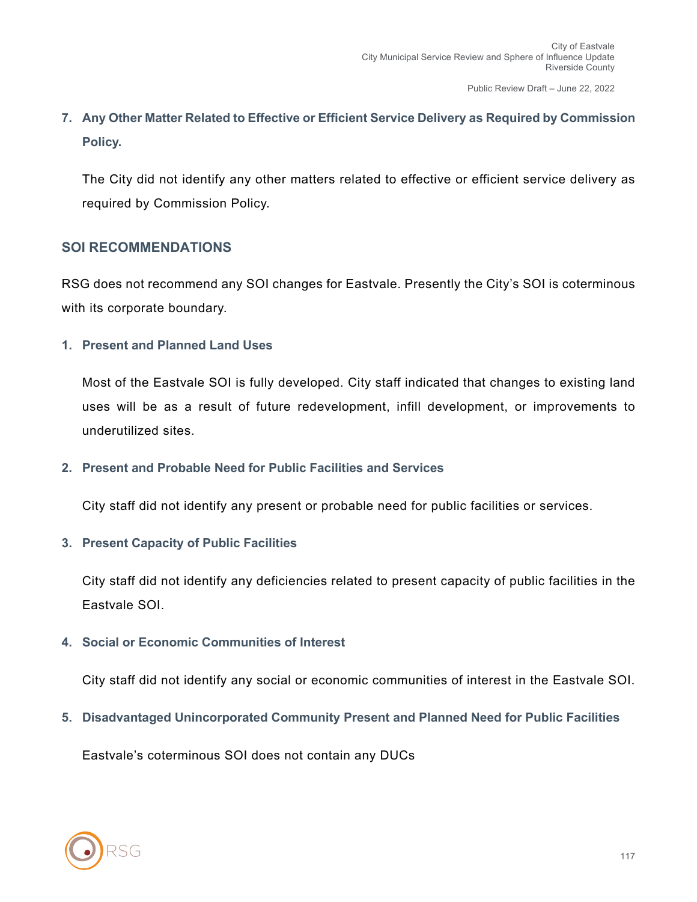7. **Any Other Matter Related to Effective or Efficient Service Delivery as Required by Commission Policy.**

   The City did not identify any other matters related to effective or efficient service delivery as required by Commission Policy.

## SOI RECOMMENDATIONS

RSG does not recommend any SOI changes for Eastvale. Presently the City's SOI is coterminous with its corporate boundary.

1. **Present and Planned Land Uses**

   Most of the Eastvale SOI is fully developed. City staff indicated that changes to existing land uses will be as a result of future redevelopment, infill development, or improvements to underutilized sites.

2. **Present and Probable Need for Public Facilities and Services**

   City staff did not identify any present or probable need for public facilities or services.

3. **Present Capacity of Public Facilities**

   City staff did not identify any deficiencies related to present capacity of public facilities in the Eastvale SOI.

4. **Social or Economic Communities of Interest**

   City staff did not identify any social or economic communities of interest in the Eastvale SOI.

5. **Disadvantaged Unincorporated Community Present and Planned Need for Public Facilities**

   Eastvale's coterminous SOI does not contain any DUCs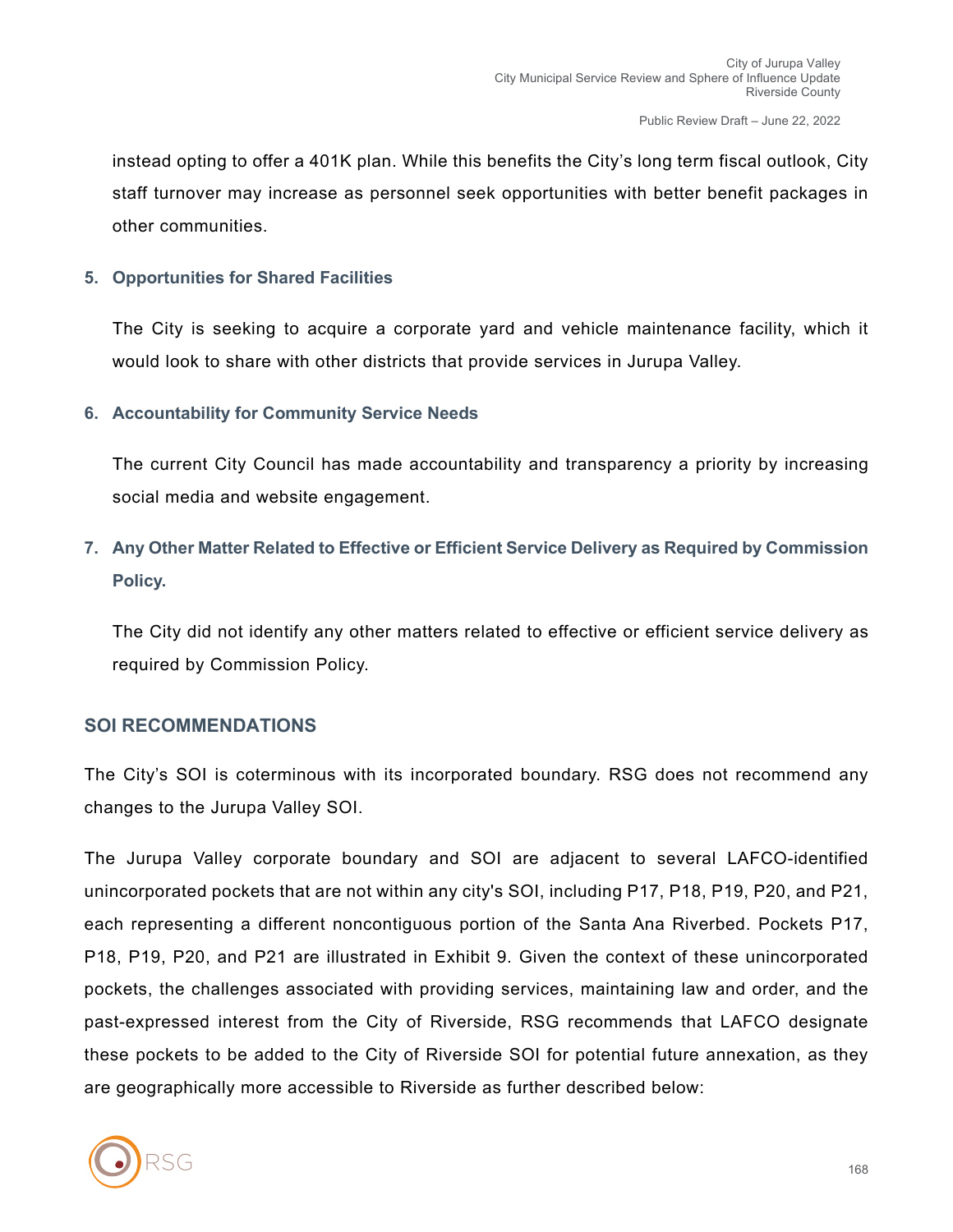instead opting to offer a 401K plan. While this benefits the City's long term fiscal outlook, City staff turnover may increase as personnel seek opportunities with better benefit packages in other communities.

5. **Opportunities for Shared Facilities**

   The City is seeking to acquire a corporate yard and vehicle maintenance facility, which it would look to share with other districts that provide services in Jurupa Valley.

6. **Accountability for Community Service Needs**

   The current City Council has made accountability and transparency a priority by increasing social media and website engagement.

7. **Any Other Matter Related to Effective or Efficient Service Delivery as Required by Commission Policy.**

   The City did not identify any other matters related to effective or efficient service delivery as required by Commission Policy.

## SOI RECOMMENDATIONS

The City's SOI is coterminous with its incorporated boundary. RSG does not recommend any changes to the Jurupa Valley SOI.

The Jurupa Valley corporate boundary and SOI are adjacent to several LAFCO-identified unincorporated pockets that are not within any city's SOI, including P17, P18, P19, P20, and P21, each representing a different noncontiguous portion of the Santa Ana Riverbed. Pockets P17, P18, P19, P20, and P21 are illustrated in Exhibit 9. Given the context of these unincorporated pockets, the challenges associated with providing services, maintaining law and order, and the past-expressed interest from the City of Riverside, RSG recommends that LAFCO designate these pockets to be added to the City of Riverside SOI for potential future annexation, as they are geographically more accessible to Riverside as further described below: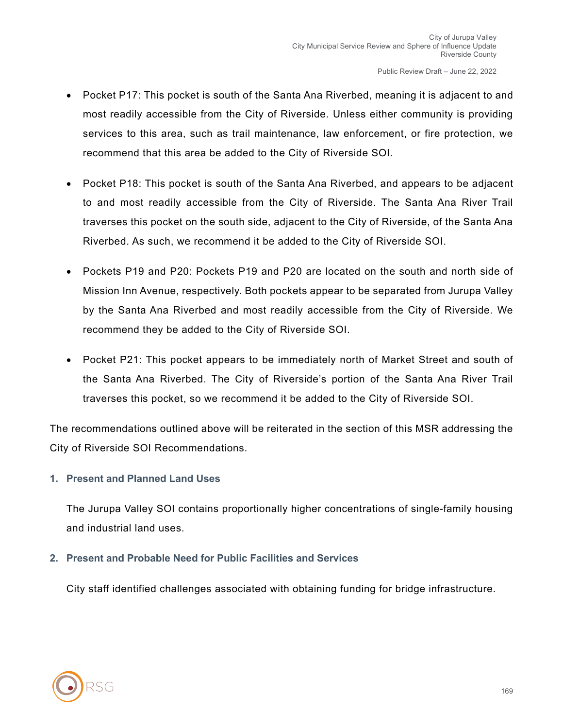- Pocket P17: This pocket is south of the Santa Ana Riverbed, meaning it is adjacent to and most readily accessible from the City of Riverside. Unless either community is providing services to this area, such as trail maintenance, law enforcement, or fire protection, we recommend that this area be added to the City of Riverside SOI.

- Pocket P18: This pocket is south of the Santa Ana Riverbed, and appears to be adjacent to and most readily accessible from the City of Riverside. The Santa Ana River Trail traverses this pocket on the south side, adjacent to the City of Riverside, of the Santa Ana Riverbed. As such, we recommend it be added to the City of Riverside SOI.

- Pockets P19 and P20: Pockets P19 and P20 are located on the south and north side of Mission Inn Avenue, respectively. Both pockets appear to be separated from Jurupa Valley by the Santa Ana Riverbed and most readily accessible from the City of Riverside. We recommend they be added to the City of Riverside SOI.

- Pocket P21: This pocket appears to be immediately north of Market Street and south of the Santa Ana Riverbed. The City of Riverside's portion of the Santa Ana River Trail traverses this pocket, so we recommend it be added to the City of Riverside SOI.

The recommendations outlined above will be reiterated in the section of this MSR addressing the City of Riverside SOI Recommendations.

### 1. Present and Planned Land Uses

The Jurupa Valley SOI contains proportionally higher concentrations of single-family housing and industrial land uses.

### 2. Present and Probable Need for Public Facilities and Services

City staff identified challenges associated with obtaining funding for bridge infrastructure.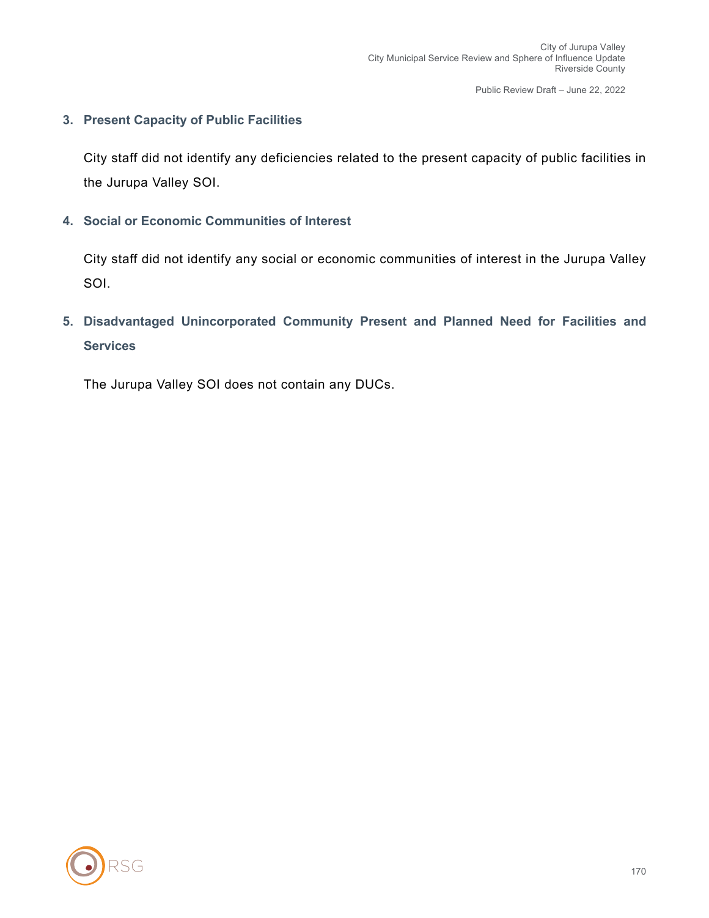3. **Present Capacity of Public Facilities**

   City staff did not identify any deficiencies related to the present capacity of public facilities in the Jurupa Valley SOI.

4. **Social or Economic Communities of Interest**

   City staff did not identify any social or economic communities of interest in the Jurupa Valley SOI.

5. **Disadvantaged Unincorporated Community Present and Planned Need for Facilities and Services**

   The Jurupa Valley SOI does not contain any DUCs.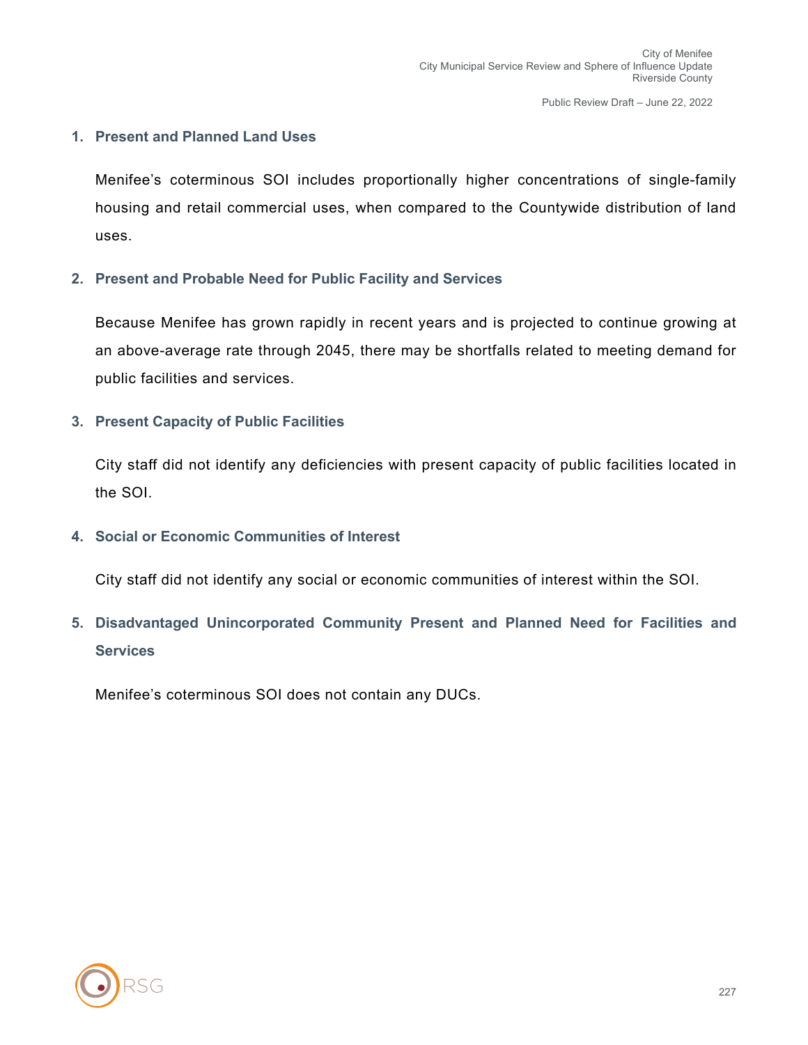1. **Present and Planned Land Uses**

   Menifee's coterminous SOI includes proportionally higher concentrations of single-family housing and retail commercial uses, when compared to the Countywide distribution of land uses.

2. **Present and Probable Need for Public Facility and Services**

   Because Menifee has grown rapidly in recent years and is projected to continue growing at an above-average rate through 2045, there may be shortfalls related to meeting demand for public facilities and services.

3. **Present Capacity of Public Facilities**

   City staff did not identify any deficiencies with present capacity of public facilities located in the SOI.

4. **Social or Economic Communities of Interest**

   City staff did not identify any social or economic communities of interest within the SOI.

5. **Disadvantaged Unincorporated Community Present and Planned Need for Facilities and Services**

   Menifee's coterminous SOI does not contain any DUCs.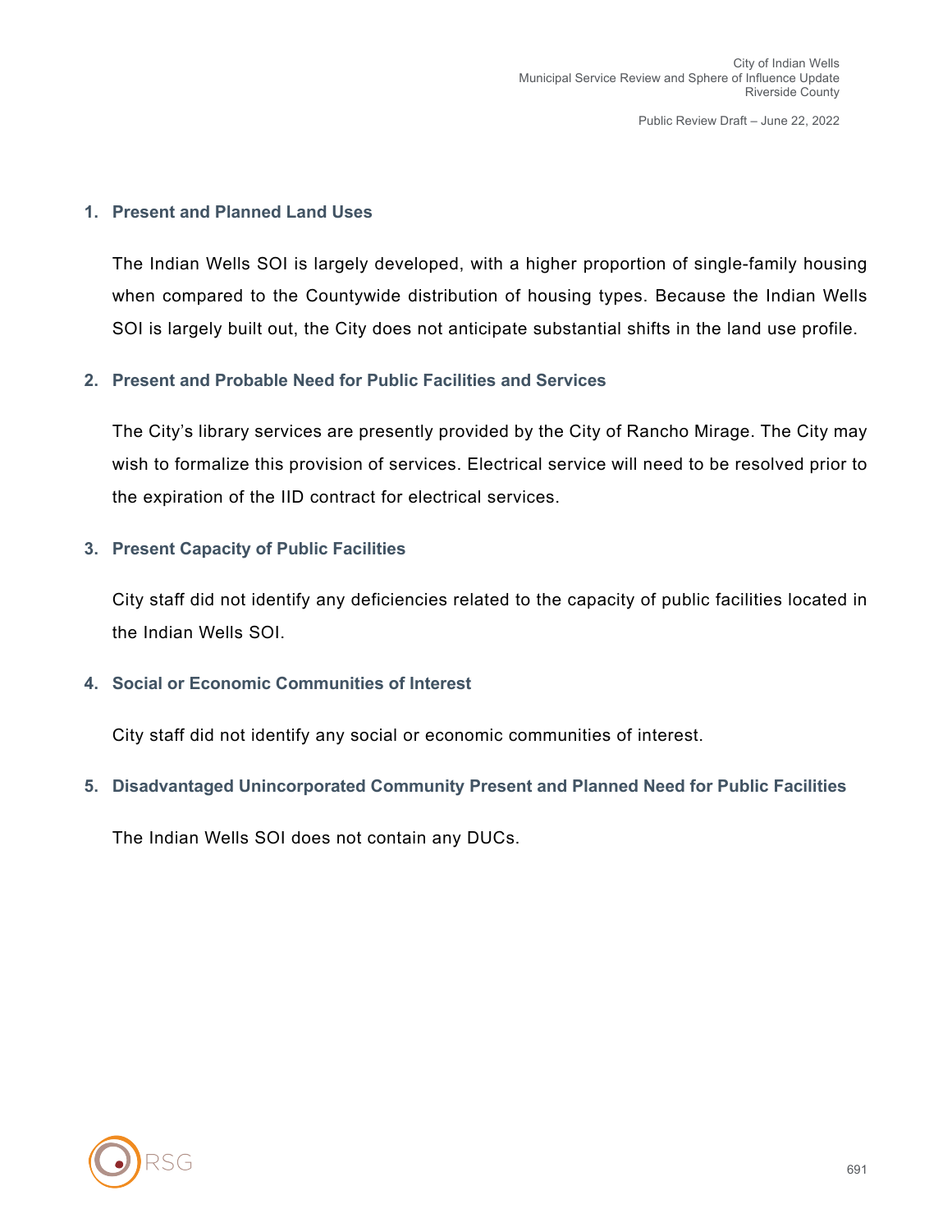1. **Present and Planned Land Uses**

   The Indian Wells SOI is largely developed, with a higher proportion of single-family housing when compared to the Countywide distribution of housing types. Because the Indian Wells SOI is largely built out, the City does not anticipate substantial shifts in the land use profile.

2. **Present and Probable Need for Public Facilities and Services**

   The City's library services are presently provided by the City of Rancho Mirage. The City may wish to formalize this provision of services. Electrical service will need to be resolved prior to the expiration of the IID contract for electrical services.

3. **Present Capacity of Public Facilities**

   City staff did not identify any deficiencies related to the capacity of public facilities located in the Indian Wells SOI.

4. **Social or Economic Communities of Interest**

   City staff did not identify any social or economic communities of interest.

5. **Disadvantaged Unincorporated Community Present and Planned Need for Public Facilities**

   The Indian Wells SOI does not contain any DUCs.